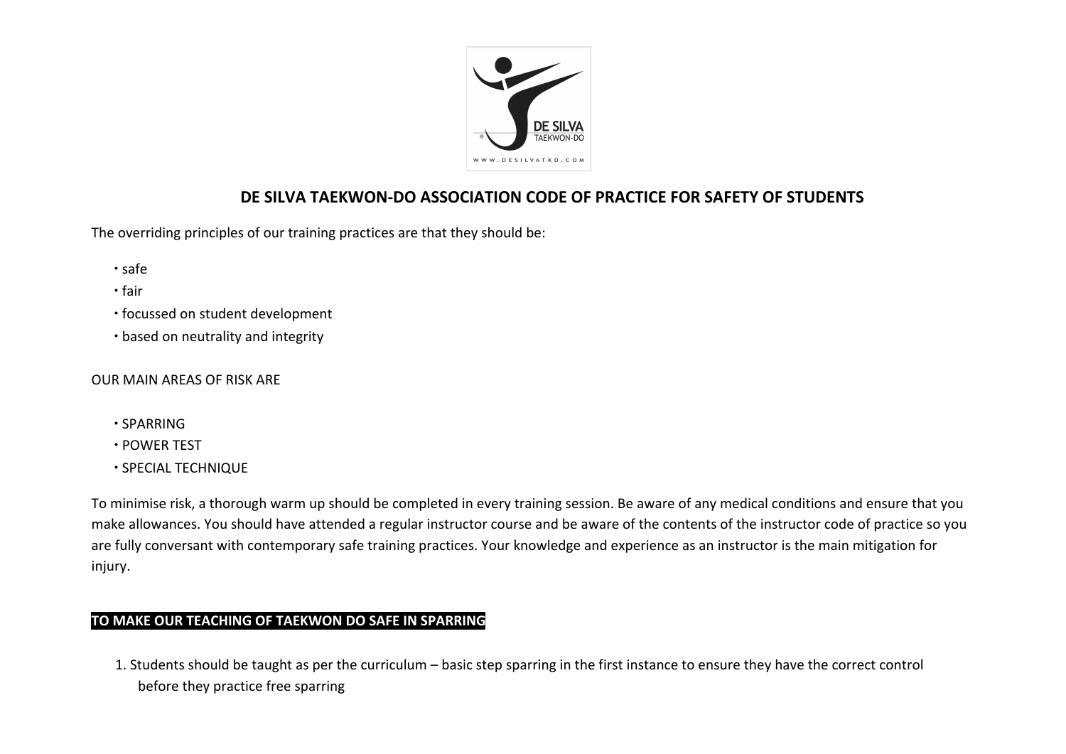# DE SILVA TAEKWON-DO ASSOCIATION CODE OF PRACTICE FOR SAFETY OF STUDENTS

The overriding principles of our training practices are that they should be:

- safe
- fair
- focussed on student development
- based on neutrality and integrity

OUR MAIN AREAS OF RISK ARE

- SPARRING
- POWER TEST
- SPECIAL TECHNIQUE

To minimise risk, a thorough warm up should be completed in every training session. Be aware of any medical conditions and ensure that you make allowances. You should have attended a regular instructor course and be aware of the contents of the instructor code of practice so you are fully conversant with contemporary safe training practices. Your knowledge and experience as an instructor is the main mitigation for injury.

## TO MAKE OUR TEACHING OF TAEKWON DO SAFE IN SPARRING

1. Students should be taught as per the curriculum – basic step sparring in the first instance to ensure they have the correct control before they practice free sparring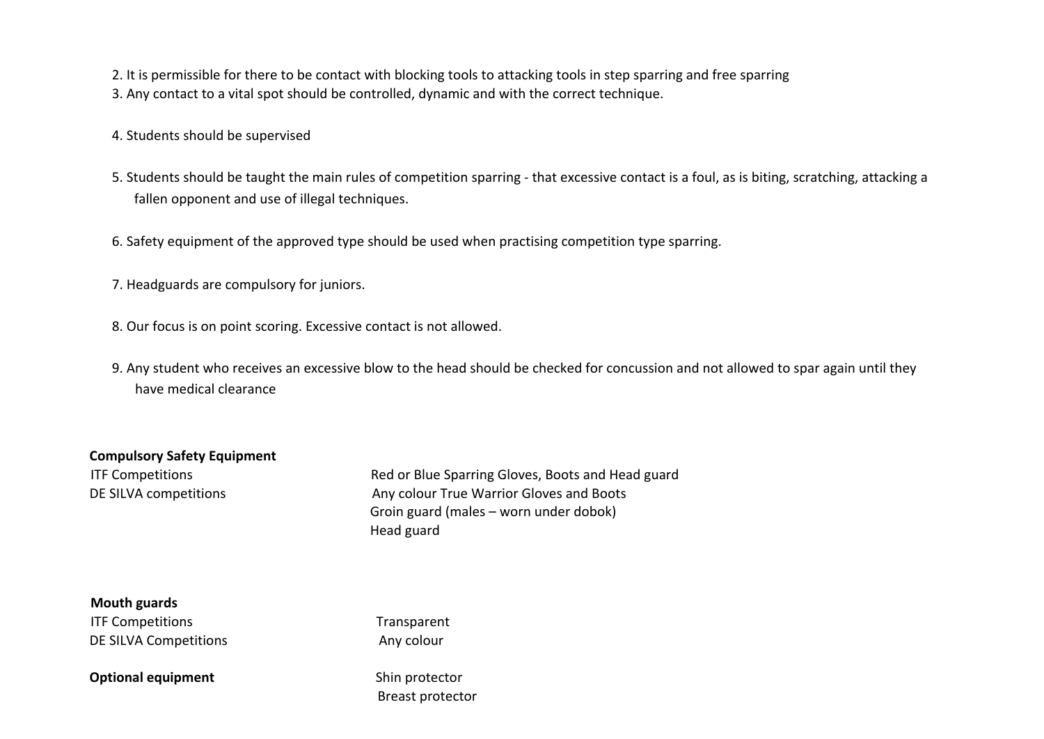2. It is permissible for there to be contact with blocking tools to attacking tools in step sparring and free sparring
3. Any contact to a vital spot should be controlled, dynamic and with the correct technique.
4. Students should be supervised
5. Students should be taught the main rules of competition sparring - that excessive contact is a foul, as is biting, scratching, attacking a fallen opponent and use of illegal techniques.
6. Safety equipment of the approved type should be used when practising competition type sparring.
7. Headguards are compulsory for juniors.
8. Our focus is on point scoring. Excessive contact is not allowed.
9. Any student who receives an excessive blow to the head should be checked for concussion and not allowed to spar again until they have medical clearance

**Compulsory Safety Equipment**

| | |
|---|---|
| ITF Competitions | Red or Blue Sparring Gloves, Boots and Head guard |
| DE SILVA competitions | Any colour True Warrior Gloves and Boots |
| | Groin guard (males – worn under dobok) |
| | Head guard |

**Mouth guards**

| | |
|---|---|
| ITF Competitions | Transparent |
| DE SILVA Competitions | Any colour |

| | |
|---|---|
| **Optional equipment** | Shin protector |
| | Breast protector |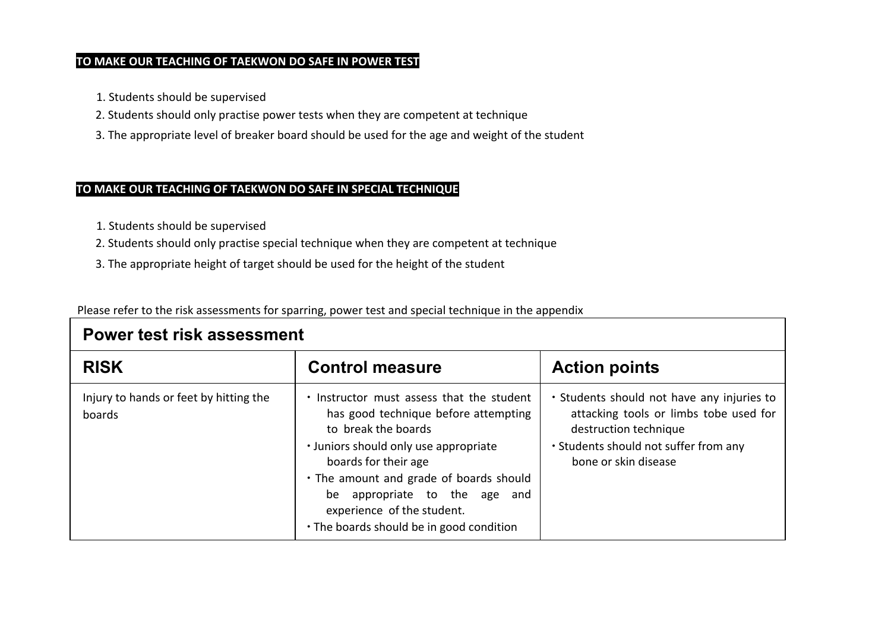**TO MAKE OUR TEACHING OF TAEKWON DO SAFE IN POWER TEST**

1. Students should be supervised
2. Students should only practise power tests when they are competent at technique
3. The appropriate level of breaker board should be used for the age and weight of the student

**TO MAKE OUR TEACHING OF TAEKWON DO SAFE IN SPECIAL TECHNIQUE**

1. Students should be supervised
2. Students should only practise special technique when they are competent at technique
3. The appropriate height of target should be used for the height of the student

Please refer to the risk assessments for sparring, power test and special technique in the appendix

| Power test risk assessment | | |
|---|---|---|
| **RISK** | **Control measure** | **Action points** |
| Injury to hands or feet by hitting the boards | • Instructor must assess that the student has good technique before attempting to break the boards<br>• Juniors should only use appropriate boards for their age<br>• The amount and grade of boards should be appropriate to the age and experience of the student.<br>• The boards should be in good condition | • Students should not have any injuries to attacking tools or limbs tobe used for destruction technique<br>• Students should not suffer from any bone or skin disease |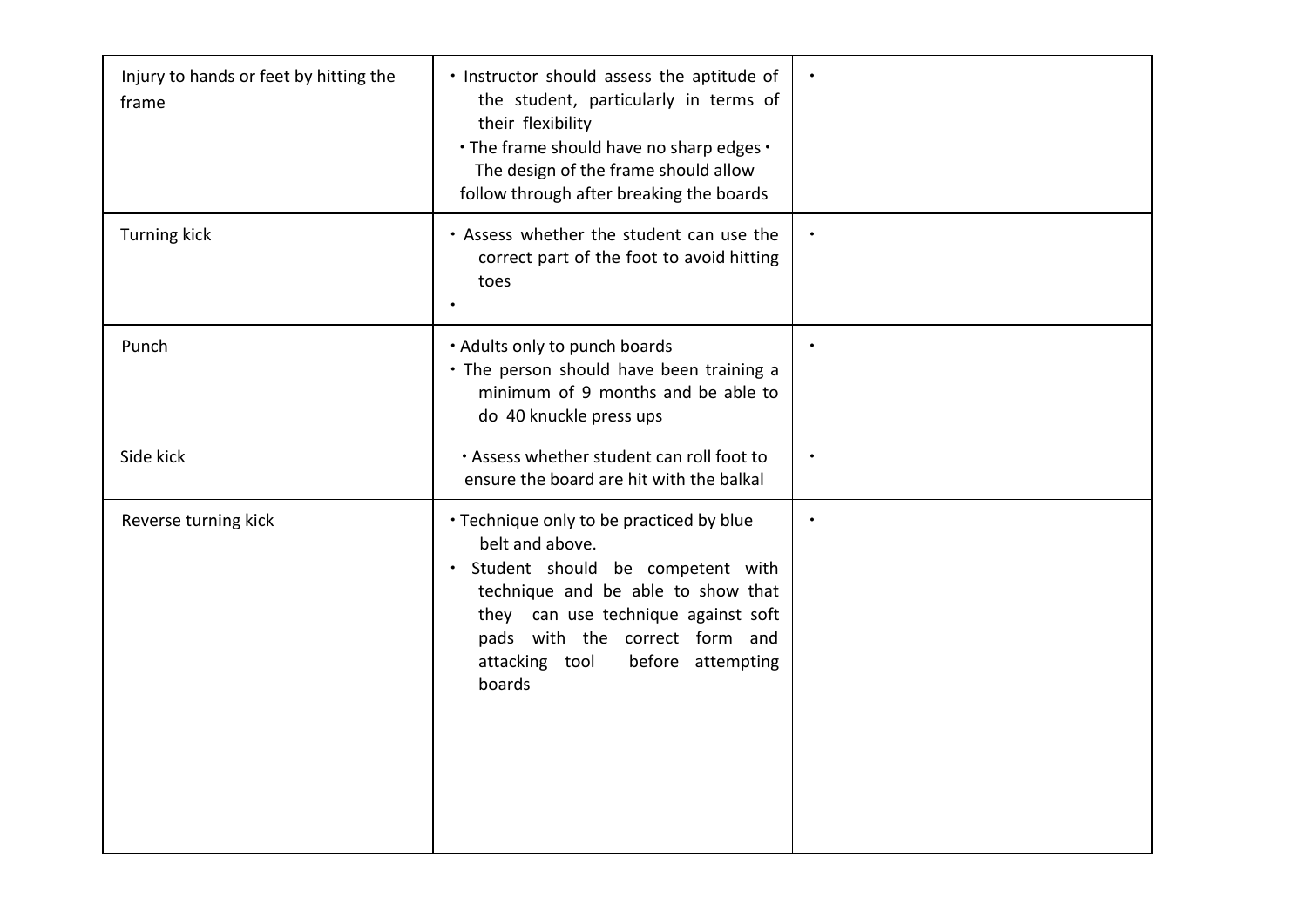| | | |
|---|---|---|
| Injury to hands or feet by hitting the frame | • Instructor should assess the aptitude of the student, particularly in terms of their flexibility<br>• The frame should have no sharp edges<br>• The design of the frame should allow follow through after breaking the boards | • |
| Turning kick | • Assess whether the student can use the correct part of the foot to avoid hitting toes<br>• | • |
| Punch | • Adults only to punch boards<br>• The person should have been training a minimum of 9 months and be able to do 40 knuckle press ups | • |
| Side kick | • Assess whether student can roll foot to ensure the board are hit with the balkal | • |
| Reverse turning kick | • Technique only to be practiced by blue belt and above.<br>• Student should be competent with technique and be able to show that they can use technique against soft pads with the correct form and attacking tool before attempting boards | • |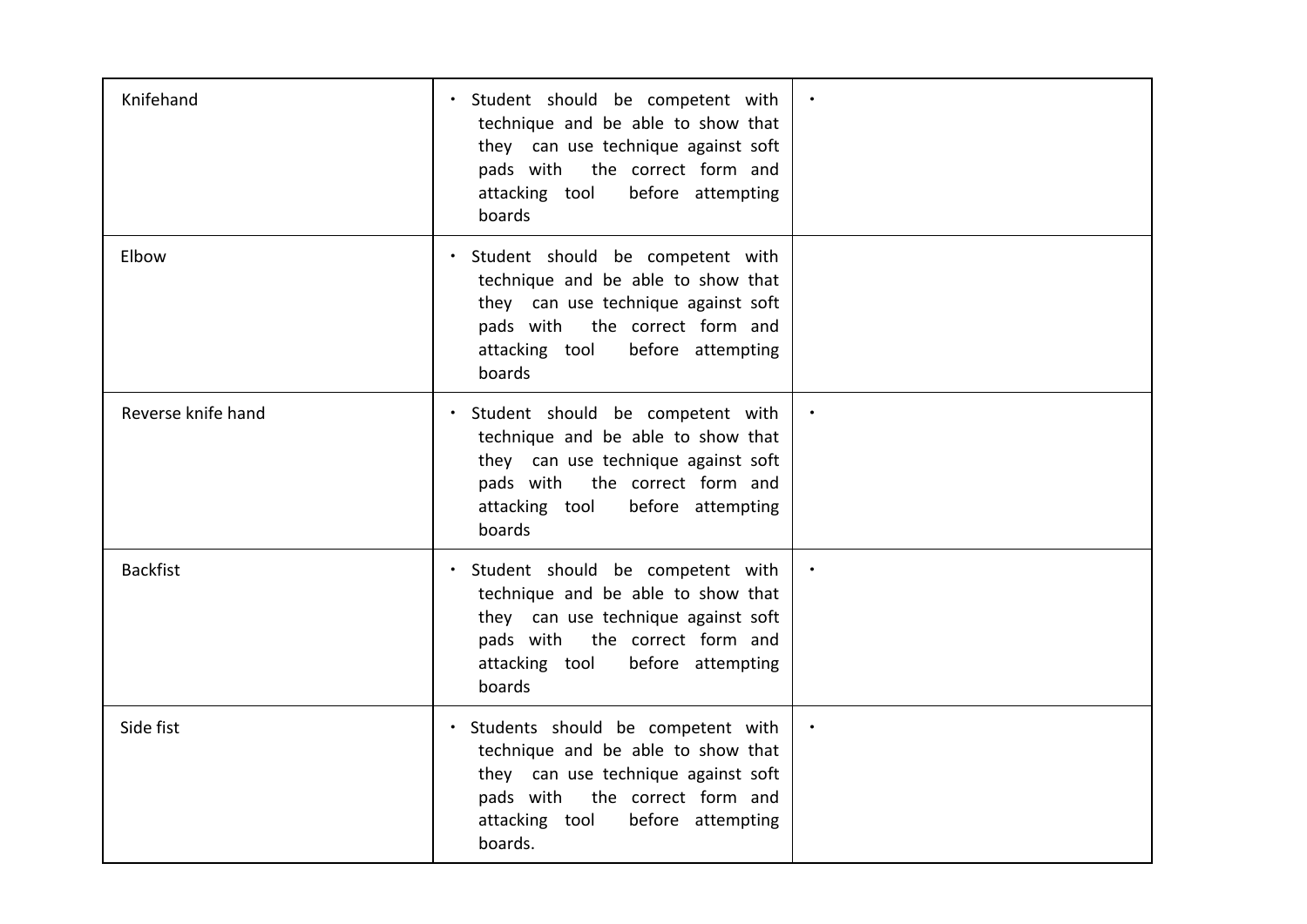| | | |
|---|---|---|
| Knifehand | • Student should be competent with technique and be able to show that they can use technique against soft pads with the correct form and attacking tool before attempting boards | • |
| Elbow | • Student should be competent with technique and be able to show that they can use technique against soft pads with the correct form and attacking tool before attempting boards | |
| Reverse knife hand | • Student should be competent with technique and be able to show that they can use technique against soft pads with the correct form and attacking tool before attempting boards | • |
| Backfist | • Student should be competent with technique and be able to show that they can use technique against soft pads with the correct form and attacking tool before attempting boards | • |
| Side fist | • Students should be competent with technique and be able to show that they can use technique against soft pads with the correct form and attacking tool before attempting boards. | • |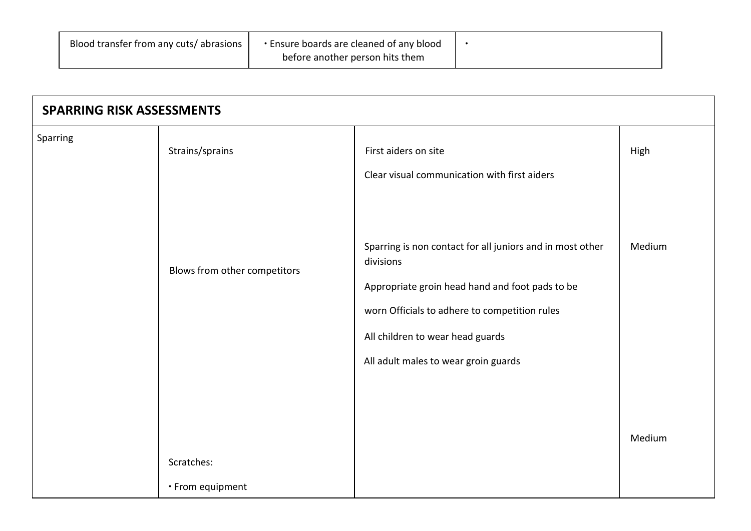| | | |
|---|---|---|
| Blood transfer from any cuts/ abrasions | • Ensure boards are cleaned of any blood before another person hits them | • |

| SPARRING RISK ASSESSMENTS | | | |
|---|---|---|---|
| Sparring | Strains/sprains | First aiders on site<br><br>Clear visual communication with first aiders | High |
| | Blows from other competitors | Sparring is non contact for all juniors and in most other divisions<br><br>Appropriate groin head hand and foot pads to be<br><br>worn Officials to adhere to competition rules<br><br>All children to wear head guards<br><br>All adult males to wear groin guards | Medium |
| | Scratches:<br><br>• From equipment | | Medium |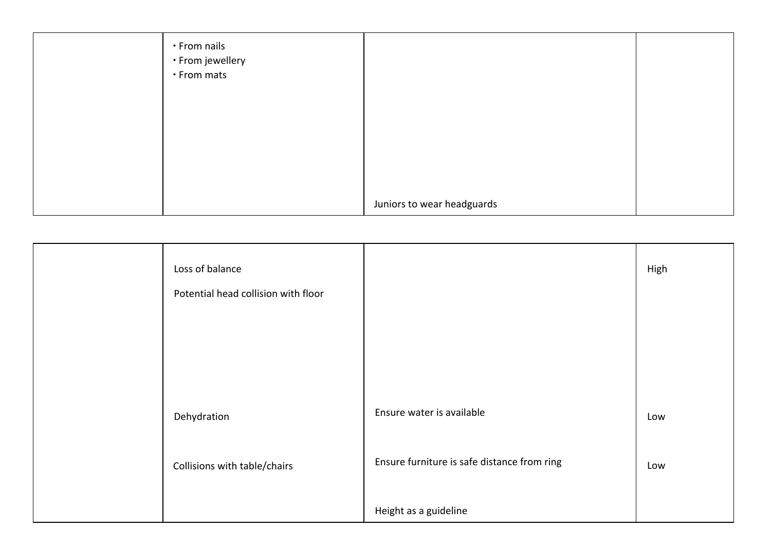|  | • From nails<br>• From jewellery<br>• From mats |  |  |
|---|---|---|---|
|  |  | Juniors to wear headguards |  |

|  |  |  |  |
|---|---|---|---|
|  | Loss of balance<br><br>Potential head collision with floor |  | High |
|  | Dehydration | Ensure water is available | Low |
|  | Collisions with table/chairs | Ensure furniture is safe distance from ring | Low |
|  |  | Height as a guideline |  |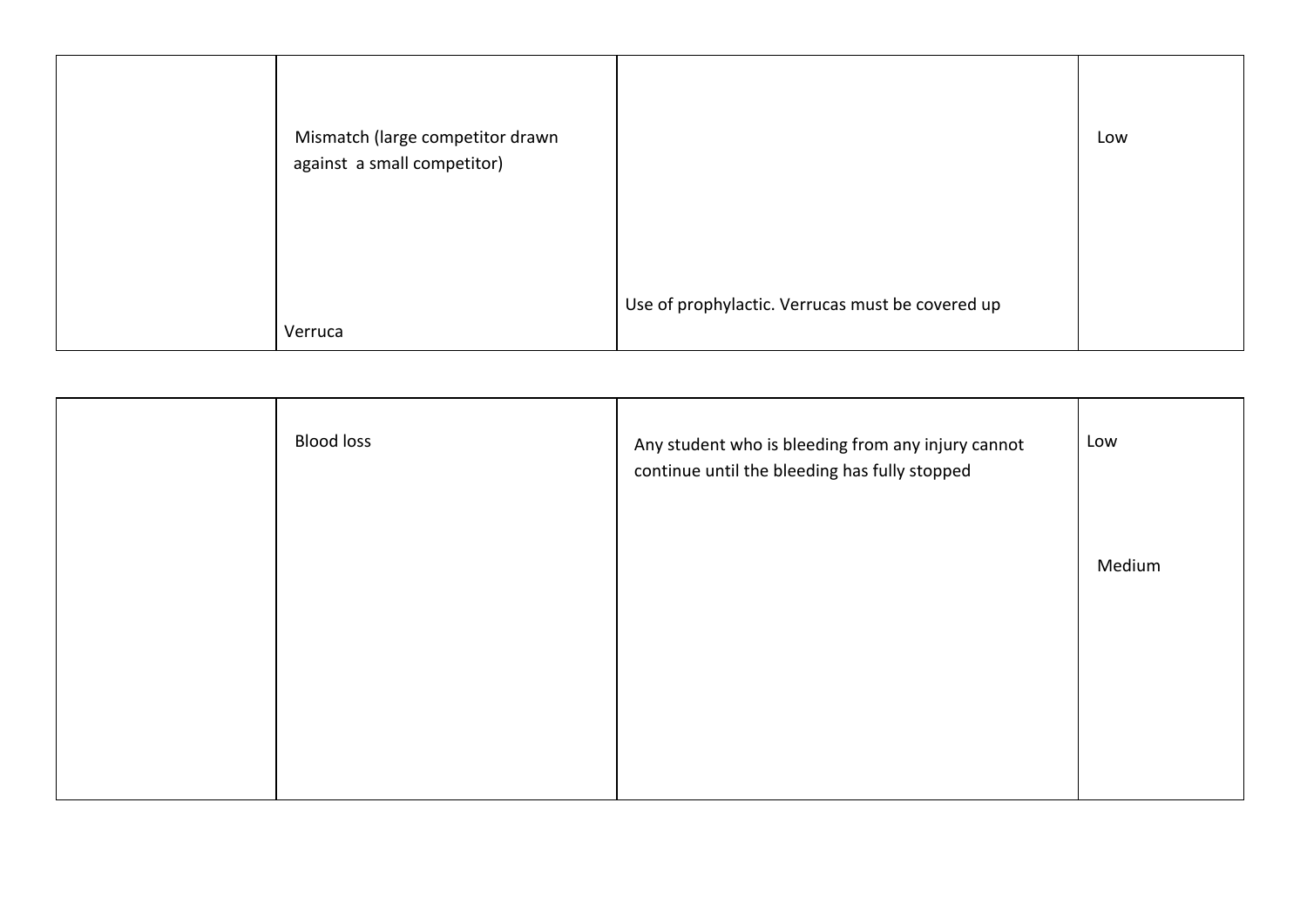| | | | |
|---|---|---|---|
| | Mismatch (large competitor drawn against a small competitor) | | Low |
| | Verruca | Use of prophylactic. Verrucas must be covered up | |

| | | | |
|---|---|---|---|
| | Blood loss | Any student who is bleeding from any injury cannot continue until the bleeding has fully stopped | Low<br><br>Medium |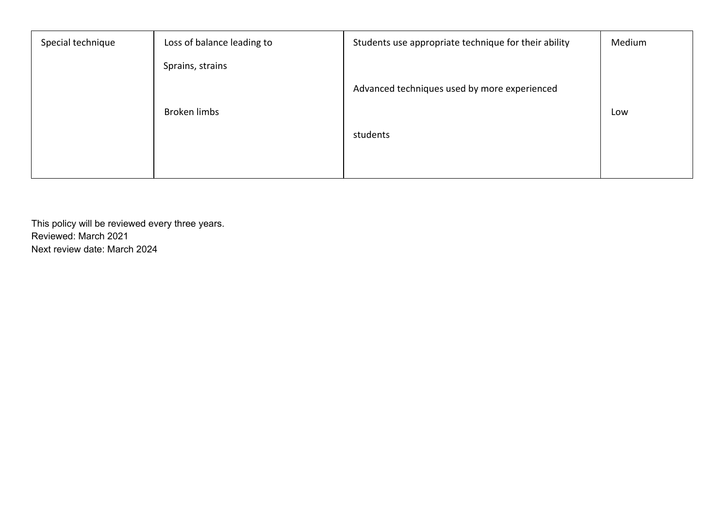| | | | |
|---|---|---|---|
| Special technique | Loss of balance leading to<br><br>Sprains, strains<br><br>Broken limbs | Students use appropriate technique for their ability<br><br>Advanced techniques used by more experienced students | Medium<br><br>Low |

This policy will be reviewed every three years.
Reviewed: March 2021
Next review date: March 2024